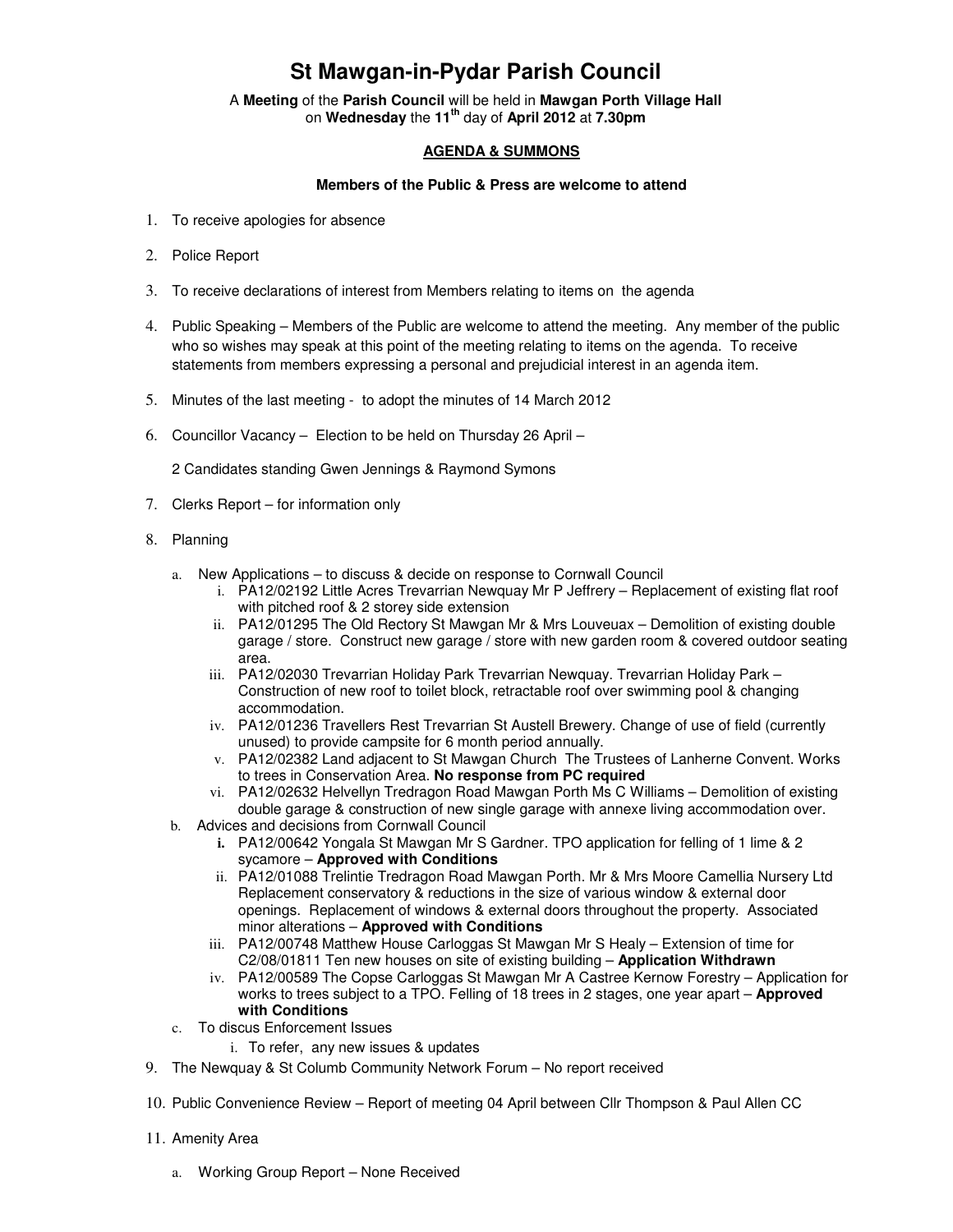# St Mawgan-in-Pydar Parish Council

A **Meeting** of the **Parish Council** will be held in **Mawgan Porth Village Hall** on **Wednesday** the **11th** day of **April 2012** at **7.30pm**

**AGENDA & SUMMONS**

**Members of the Public & Press are welcome to attend**

1. To receive apologies for absence
2. Police Report
3. To receive declarations of interest from Members relating to items on the agenda
4. Public Speaking – Members of the Public are welcome to attend the meeting. Any member of the public who so wishes may speak at this point of the meeting relating to items on the agenda. To receive statements from members expressing a personal and prejudicial interest in an agenda item.
5. Minutes of the last meeting - to adopt the minutes of 14 March 2012
6. Councillor Vacancy – Election to be held on Thursday 26 April –

   2 Candidates standing Gwen Jennings & Raymond Symons
7. Clerks Report – for information only
8. Planning
   a. New Applications – to discuss & decide on response to Cornwall Council
      i. PA12/02192 Little Acres Trevarrian Newquay Mr P Jeffrery – Replacement of existing flat roof with pitched roof & 2 storey side extension
      ii. PA12/01295 The Old Rectory St Mawgan Mr & Mrs Louveuax – Demolition of existing double garage / store. Construct new garage / store with new garden room & covered outdoor seating area.
      iii. PA12/02030 Trevarrian Holiday Park Trevarrian Newquay. Trevarrian Holiday Park – Construction of new roof to toilet block, retractable roof over swimming pool & changing accommodation.
      iv. PA12/01236 Travellers Rest Trevarrian St Austell Brewery. Change of use of field (currently unused) to provide campsite for 6 month period annually.
      v. PA12/02382 Land adjacent to St Mawgan Church The Trustees of Lanherne Convent. Works to trees in Conservation Area. **No response from PC required**
      vi. PA12/02632 Helvellyn Tredragon Road Mawgan Porth Ms C Williams – Demolition of existing double garage & construction of new single garage with annexe living accommodation over.

   b. Advices and decisions from Cornwall Council
      **i.** PA12/00642 Yongala St Mawgan Mr S Gardner. TPO application for felling of 1 lime & 2 sycamore – **Approved with Conditions**
      ii. PA12/01088 Trelintie Tredragon Road Mawgan Porth. Mr & Mrs Moore Camellia Nursery Ltd Replacement conservatory & reductions in the size of various window & external door openings. Replacement of windows & external doors throughout the property. Associated minor alterations – **Approved with Conditions**
      iii. PA12/00748 Matthew House Carloggas St Mawgan Mr S Healy – Extension of time for C2/08/01811 Ten new houses on site of existing building – **Application Withdrawn**
      iv. PA12/00589 The Copse Carloggas St Mawgan Mr A Castree Kernow Forestry – Application for works to trees subject to a TPO. Felling of 18 trees in 2 stages, one year apart – **Approved with Conditions**

   c. To discus Enforcement Issues
      i. To refer, any new issues & updates
9. The Newquay & St Columb Community Network Forum – No report received
10. Public Convenience Review – Report of meeting 04 April between Cllr Thompson & Paul Allen CC
11. Amenity Area
    a. Working Group Report – None Received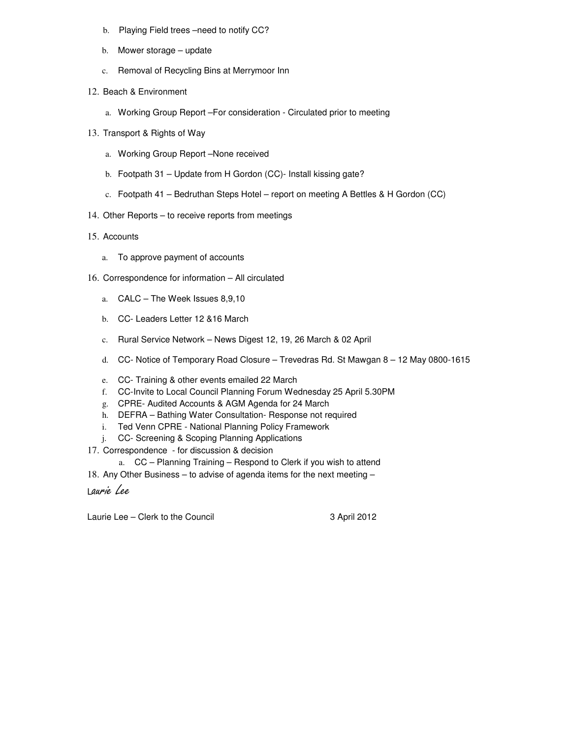b. Playing Field trees –need to notify CC?

b. Mower storage – update

c. Removal of Recycling Bins at Merrymoor Inn

12. Beach & Environment

    a. Working Group Report –For consideration - Circulated prior to meeting

13. Transport & Rights of Way

    a. Working Group Report –None received

    b. Footpath 31 – Update from H Gordon (CC)- Install kissing gate?

    c. Footpath 41 – Bedruthan Steps Hotel – report on meeting A Bettles & H Gordon (CC)

14. Other Reports – to receive reports from meetings

15. Accounts

    a. To approve payment of accounts

16. Correspondence for information – All circulated

    a. CALC – The Week Issues 8,9,10

    b. CC- Leaders Letter 12 &16 March

    c. Rural Service Network – News Digest 12, 19, 26 March & 02 April

    d. CC- Notice of Temporary Road Closure – Trevedras Rd. St Mawgan 8 – 12 May 0800-1615

    e. CC- Training & other events emailed 22 March
    f. CC-Invite to Local Council Planning Forum Wednesday 25 April 5.30PM
    g. CPRE- Audited Accounts & AGM Agenda for 24 March
    h. DEFRA – Bathing Water Consultation- Response not required
    i. Ted Venn CPRE - National Planning Policy Framework
    j. CC- Screening & Scoping Planning Applications

17. Correspondence - for discussion & decision
    a. CC – Planning Training – Respond to Clerk if you wish to attend

18. Any Other Business – to advise of agenda items for the next meeting –

*Laurie Lee*

Laurie Lee – Clerk to the Council 3 April 2012